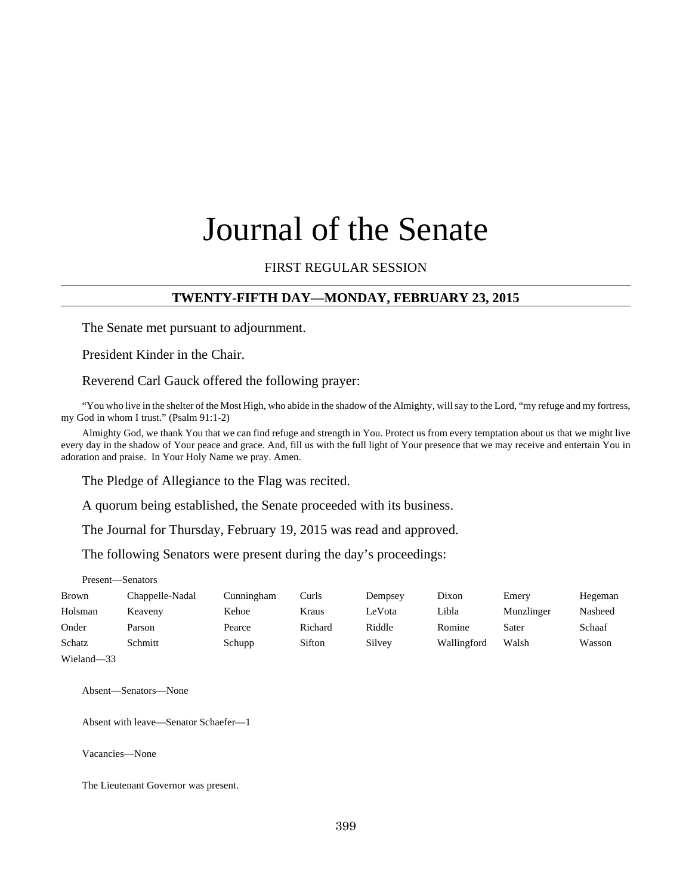# Journal of the Senate

FIRST REGULAR SESSION

## TWENTY-FIFTH DAY—MONDAY, FEBRUARY 23, 2015

The Senate met pursuant to adjournment.

President Kinder in the Chair.

Reverend Carl Gauck offered the following prayer:

"You who live in the shelter of the Most High, who abide in the shadow of the Almighty, will say to the Lord, "my refuge and my fortress, my God in whom I trust." (Psalm 91:1-2)

Almighty God, we thank You that we can find refuge and strength in You. Protect us from every temptation about us that we might live every day in the shadow of Your peace and grace. And, fill us with the full light of Your presence that we may receive and entertain You in adoration and praise. In Your Holy Name we pray. Amen.

The Pledge of Allegiance to the Flag was recited.

A quorum being established, the Senate proceeded with its business.

The Journal for Thursday, February 19, 2015 was read and approved.

The following Senators were present during the day's proceedings:

Present—Senators

| | | | | | | | |
|---|---|---|---|---|---|---|---|
| Brown | Chappelle-Nadal | Cunningham | Curls | Dempsey | Dixon | Emery | Hegeman |
| Holsman | Keaveny | Kehoe | Kraus | LeVota | Libla | Munzlinger | Nasheed |
| Onder | Parson | Pearce | Richard | Riddle | Romine | Sater | Schaaf |
| Schatz | Schmitt | Schupp | Sifton | Silvey | Wallingford | Walsh | Wasson |
| Wieland—33 | | | | | | | |

Absent—Senators—None

Absent with leave—Senator Schaefer—1

Vacancies—None

The Lieutenant Governor was present.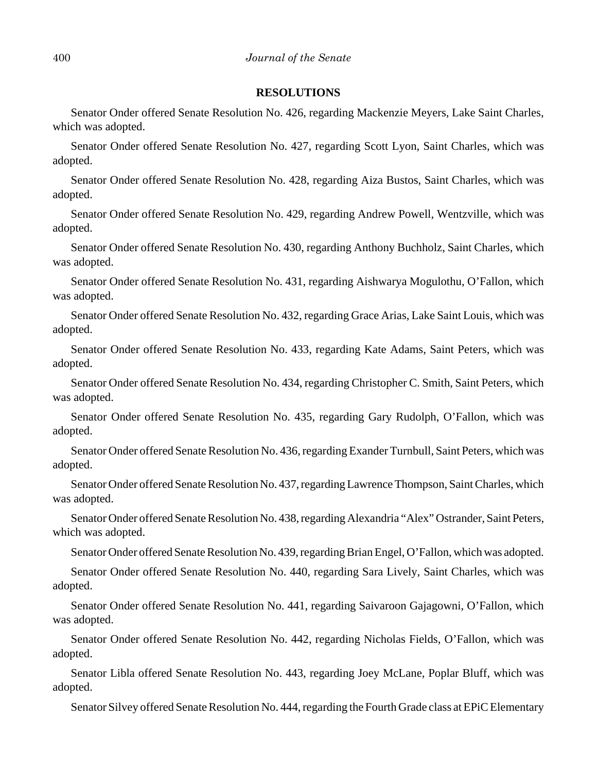**RESOLUTIONS**

Senator Onder offered Senate Resolution No. 426, regarding Mackenzie Meyers, Lake Saint Charles, which was adopted.

Senator Onder offered Senate Resolution No. 427, regarding Scott Lyon, Saint Charles, which was adopted.

Senator Onder offered Senate Resolution No. 428, regarding Aiza Bustos, Saint Charles, which was adopted.

Senator Onder offered Senate Resolution No. 429, regarding Andrew Powell, Wentzville, which was adopted.

Senator Onder offered Senate Resolution No. 430, regarding Anthony Buchholz, Saint Charles, which was adopted.

Senator Onder offered Senate Resolution No. 431, regarding Aishwarya Mogulothu, O'Fallon, which was adopted.

Senator Onder offered Senate Resolution No. 432, regarding Grace Arias, Lake Saint Louis, which was adopted.

Senator Onder offered Senate Resolution No. 433, regarding Kate Adams, Saint Peters, which was adopted.

Senator Onder offered Senate Resolution No. 434, regarding Christopher C. Smith, Saint Peters, which was adopted.

Senator Onder offered Senate Resolution No. 435, regarding Gary Rudolph, O'Fallon, which was adopted.

Senator Onder offered Senate Resolution No. 436, regarding Exander Turnbull, Saint Peters, which was adopted.

Senator Onder offered Senate Resolution No. 437, regarding Lawrence Thompson, Saint Charles, which was adopted.

Senator Onder offered Senate Resolution No. 438, regarding Alexandria "Alex" Ostrander, Saint Peters, which was adopted.

Senator Onder offered Senate Resolution No. 439, regarding Brian Engel, O'Fallon, which was adopted.

Senator Onder offered Senate Resolution No. 440, regarding Sara Lively, Saint Charles, which was adopted.

Senator Onder offered Senate Resolution No. 441, regarding Saivaroon Gajagowni, O'Fallon, which was adopted.

Senator Onder offered Senate Resolution No. 442, regarding Nicholas Fields, O'Fallon, which was adopted.

Senator Libla offered Senate Resolution No. 443, regarding Joey McLane, Poplar Bluff, which was adopted.

Senator Silvey offered Senate Resolution No. 444, regarding the Fourth Grade class at EPiC Elementary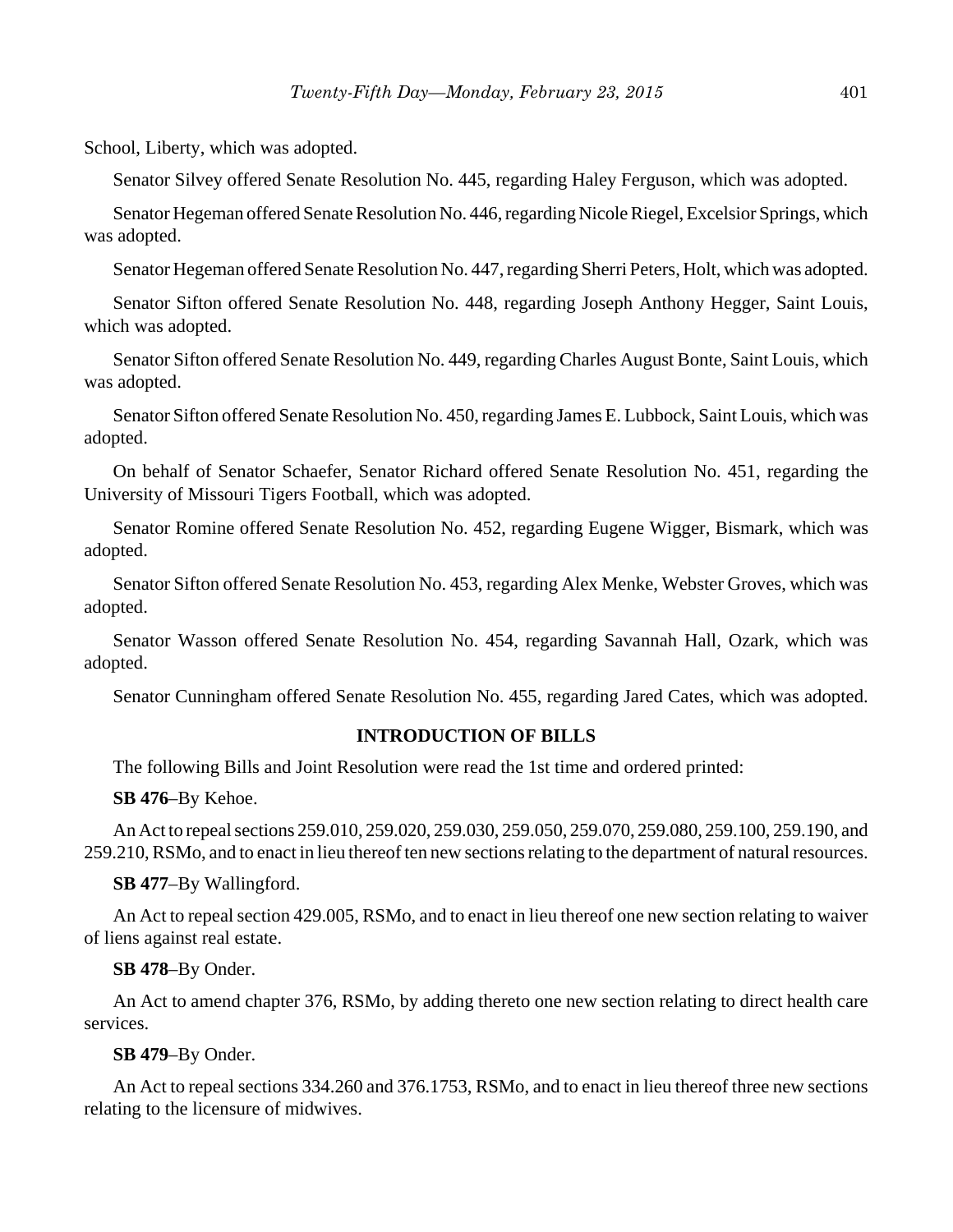School, Liberty, which was adopted.

Senator Silvey offered Senate Resolution No. 445, regarding Haley Ferguson, which was adopted.

Senator Hegeman offered Senate Resolution No. 446, regarding Nicole Riegel, Excelsior Springs, which was adopted.

Senator Hegeman offered Senate Resolution No. 447, regarding Sherri Peters, Holt, which was adopted.

Senator Sifton offered Senate Resolution No. 448, regarding Joseph Anthony Hegger, Saint Louis, which was adopted.

Senator Sifton offered Senate Resolution No. 449, regarding Charles August Bonte, Saint Louis, which was adopted.

Senator Sifton offered Senate Resolution No. 450, regarding James E. Lubbock, Saint Louis, which was adopted.

On behalf of Senator Schaefer, Senator Richard offered Senate Resolution No. 451, regarding the University of Missouri Tigers Football, which was adopted.

Senator Romine offered Senate Resolution No. 452, regarding Eugene Wigger, Bismark, which was adopted.

Senator Sifton offered Senate Resolution No. 453, regarding Alex Menke, Webster Groves, which was adopted.

Senator Wasson offered Senate Resolution No. 454, regarding Savannah Hall, Ozark, which was adopted.

Senator Cunningham offered Senate Resolution No. 455, regarding Jared Cates, which was adopted.

## INTRODUCTION OF BILLS

The following Bills and Joint Resolution were read the 1st time and ordered printed:

**SB 476**–By Kehoe.

An Act to repeal sections 259.010, 259.020, 259.030, 259.050, 259.070, 259.080, 259.100, 259.190, and 259.210, RSMo, and to enact in lieu thereof ten new sections relating to the department of natural resources.

**SB 477**–By Wallingford.

An Act to repeal section 429.005, RSMo, and to enact in lieu thereof one new section relating to waiver of liens against real estate.

**SB 478**–By Onder.

An Act to amend chapter 376, RSMo, by adding thereto one new section relating to direct health care services.

**SB 479**–By Onder.

An Act to repeal sections 334.260 and 376.1753, RSMo, and to enact in lieu thereof three new sections relating to the licensure of midwives.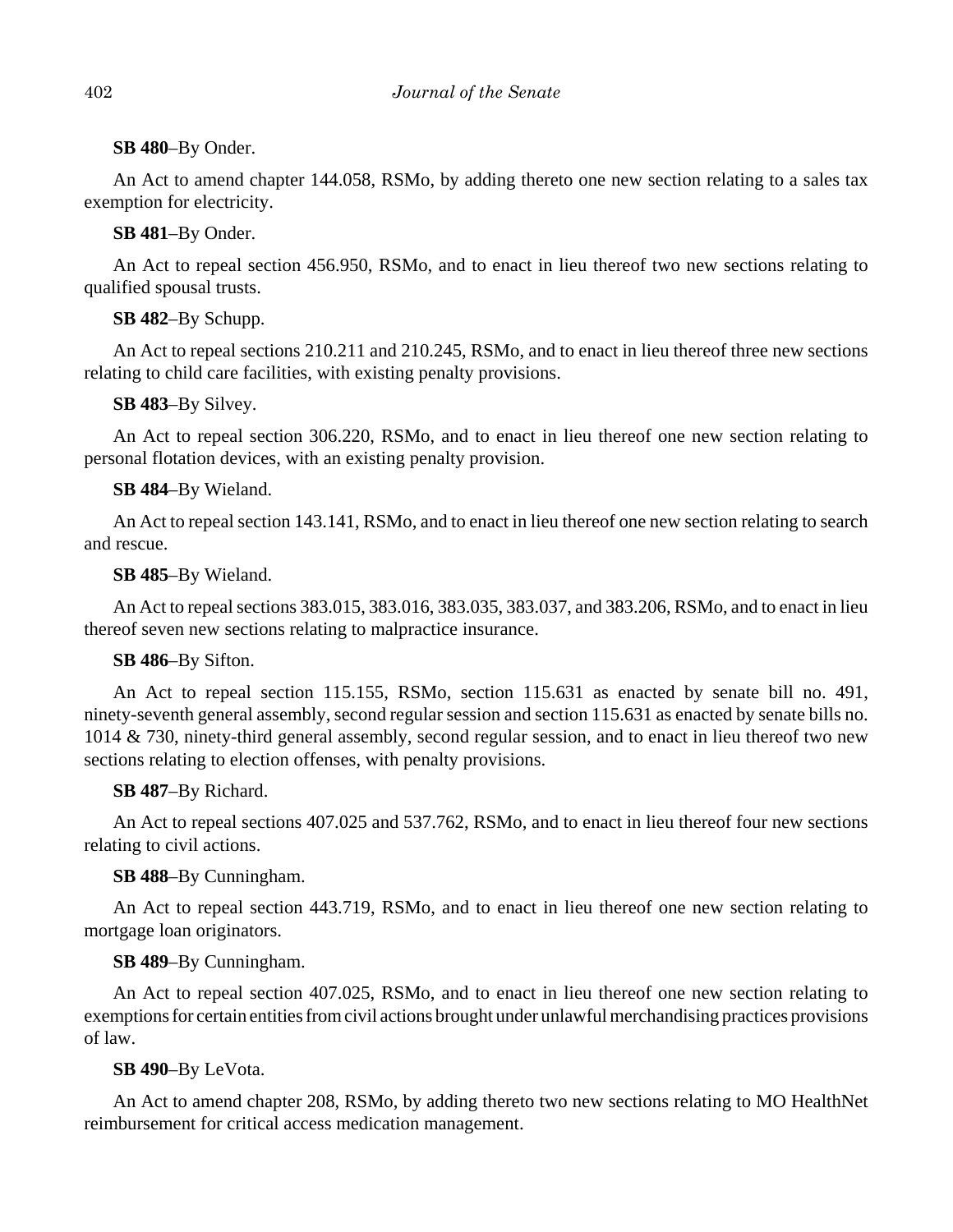**SB 480**–By Onder.

An Act to amend chapter 144.058, RSMo, by adding thereto one new section relating to a sales tax exemption for electricity.

**SB 481**–By Onder.

An Act to repeal section 456.950, RSMo, and to enact in lieu thereof two new sections relating to qualified spousal trusts.

**SB 482**–By Schupp.

An Act to repeal sections 210.211 and 210.245, RSMo, and to enact in lieu thereof three new sections relating to child care facilities, with existing penalty provisions.

**SB 483**–By Silvey.

An Act to repeal section 306.220, RSMo, and to enact in lieu thereof one new section relating to personal flotation devices, with an existing penalty provision.

**SB 484**–By Wieland.

An Act to repeal section 143.141, RSMo, and to enact in lieu thereof one new section relating to search and rescue.

**SB 485**–By Wieland.

An Act to repeal sections 383.015, 383.016, 383.035, 383.037, and 383.206, RSMo, and to enact in lieu thereof seven new sections relating to malpractice insurance.

**SB 486**–By Sifton.

An Act to repeal section 115.155, RSMo, section 115.631 as enacted by senate bill no. 491, ninety-seventh general assembly, second regular session and section 115.631 as enacted by senate bills no. 1014 & 730, ninety-third general assembly, second regular session, and to enact in lieu thereof two new sections relating to election offenses, with penalty provisions.

**SB 487**–By Richard.

An Act to repeal sections 407.025 and 537.762, RSMo, and to enact in lieu thereof four new sections relating to civil actions.

**SB 488**–By Cunningham.

An Act to repeal section 443.719, RSMo, and to enact in lieu thereof one new section relating to mortgage loan originators.

**SB 489**–By Cunningham.

An Act to repeal section 407.025, RSMo, and to enact in lieu thereof one new section relating to exemptions for certain entities from civil actions brought under unlawful merchandising practices provisions of law.

**SB 490**–By LeVota.

An Act to amend chapter 208, RSMo, by adding thereto two new sections relating to MO HealthNet reimbursement for critical access medication management.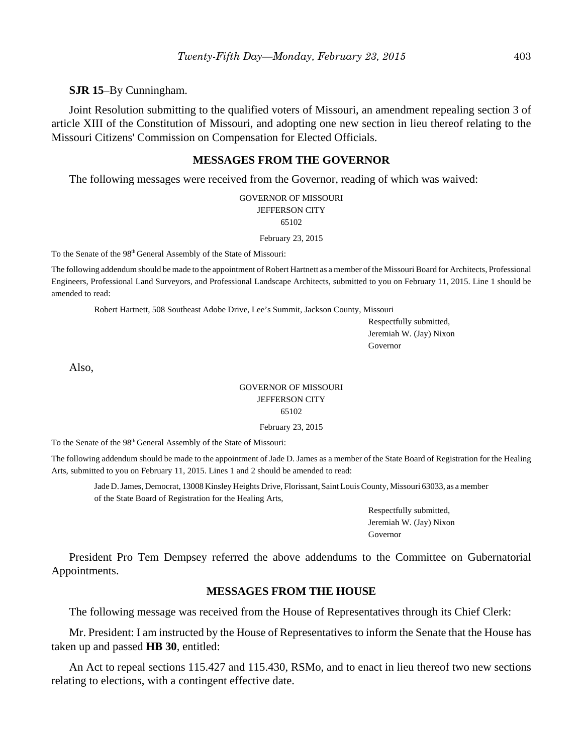**SJR 15**–By Cunningham.

Joint Resolution submitting to the qualified voters of Missouri, an amendment repealing section 3 of article XIII of the Constitution of Missouri, and adopting one new section in lieu thereof relating to the Missouri Citizens' Commission on Compensation for Elected Officials.

## MESSAGES FROM THE GOVERNOR

The following messages were received from the Governor, reading of which was waived:

GOVERNOR OF MISSOURI
JEFFERSON CITY
65102

February 23, 2015

To the Senate of the 98th General Assembly of the State of Missouri:

The following addendum should be made to the appointment of Robert Hartnett as a member of the Missouri Board for Architects, Professional Engineers, Professional Land Surveyors, and Professional Landscape Architects, submitted to you on February 11, 2015. Line 1 should be amended to read:

Robert Hartnett, 508 Southeast Adobe Drive, Lee's Summit, Jackson County, Missouri

Respectfully submitted,
Jeremiah W. (Jay) Nixon
Governor

Also,

GOVERNOR OF MISSOURI
JEFFERSON CITY
65102

February 23, 2015

To the Senate of the 98th General Assembly of the State of Missouri:

The following addendum should be made to the appointment of Jade D. James as a member of the State Board of Registration for the Healing Arts, submitted to you on February 11, 2015. Lines 1 and 2 should be amended to read:

Jade D. James, Democrat, 13008 Kinsley Heights Drive, Florissant, Saint Louis County, Missouri 63033, as a member of the State Board of Registration for the Healing Arts,

Respectfully submitted,
Jeremiah W. (Jay) Nixon
Governor

President Pro Tem Dempsey referred the above addendums to the Committee on Gubernatorial Appointments.

## MESSAGES FROM THE HOUSE

The following message was received from the House of Representatives through its Chief Clerk:

Mr. President: I am instructed by the House of Representatives to inform the Senate that the House has taken up and passed **HB 30**, entitled:

An Act to repeal sections 115.427 and 115.430, RSMo, and to enact in lieu thereof two new sections relating to elections, with a contingent effective date.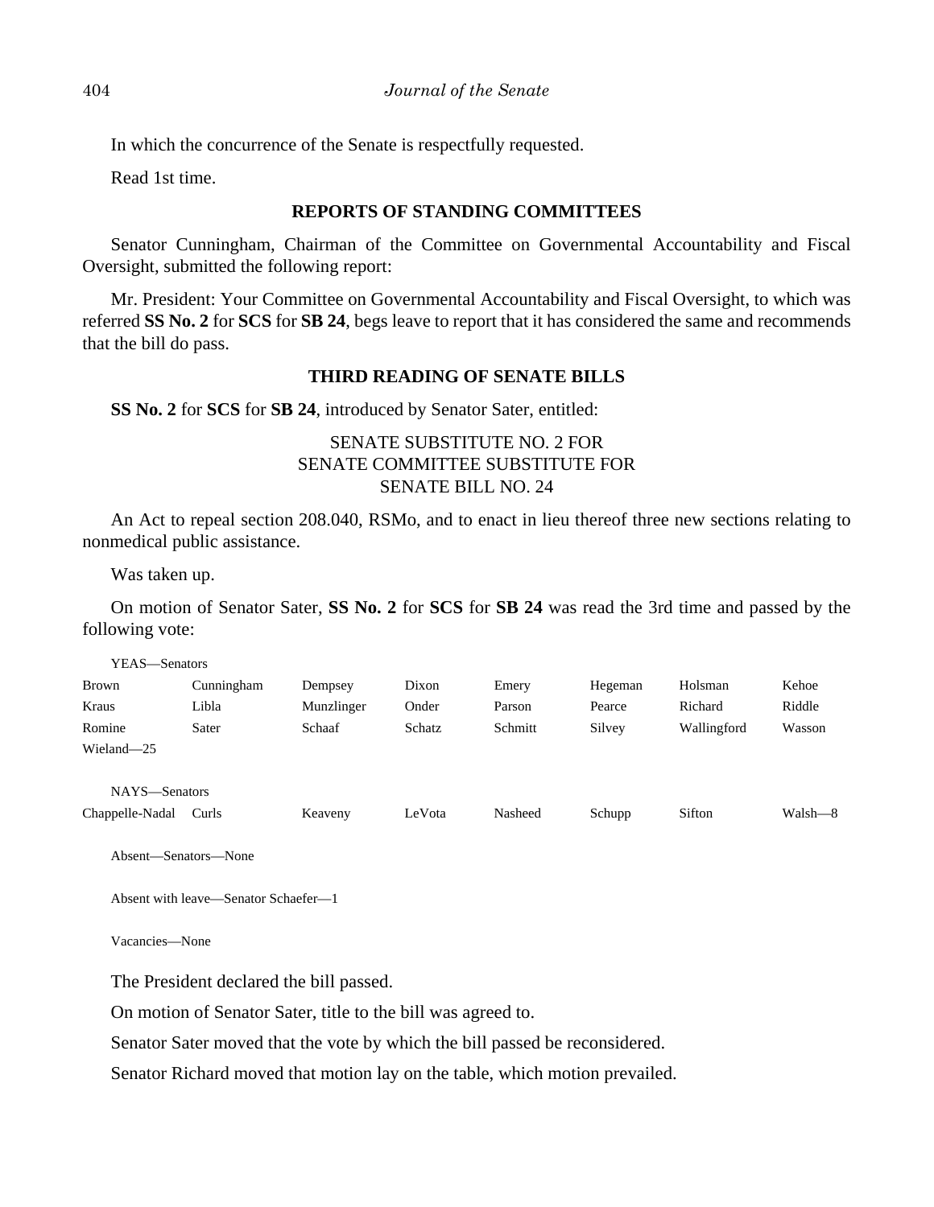In which the concurrence of the Senate is respectfully requested.

Read 1st time.

## REPORTS OF STANDING COMMITTEES

Senator Cunningham, Chairman of the Committee on Governmental Accountability and Fiscal Oversight, submitted the following report:

Mr. President: Your Committee on Governmental Accountability and Fiscal Oversight, to which was referred **SS No. 2** for **SCS** for **SB 24**, begs leave to report that it has considered the same and recommends that the bill do pass.

## THIRD READING OF SENATE BILLS

**SS No. 2** for **SCS** for **SB 24**, introduced by Senator Sater, entitled:

SENATE SUBSTITUTE NO. 2 FOR
SENATE COMMITTEE SUBSTITUTE FOR
SENATE BILL NO. 24

An Act to repeal section 208.040, RSMo, and to enact in lieu thereof three new sections relating to nonmedical public assistance.

Was taken up.

On motion of Senator Sater, **SS No. 2** for **SCS** for **SB 24** was read the 3rd time and passed by the following vote:

YEAS—Senators

| | | | | | | | |
|---|---|---|---|---|---|---|---|
| Brown | Cunningham | Dempsey | Dixon | Emery | Hegeman | Holsman | Kehoe |
| Kraus | Libla | Munzlinger | Onder | Parson | Pearce | Richard | Riddle |
| Romine | Sater | Schaaf | Schatz | Schmitt | Silvey | Wallingford | Wasson |
| Wieland—25 | | | | | | | |

NAYS—Senators

| | | | | | | | |
|---|---|---|---|---|---|---|---|
| Chappelle-Nadal | Curls | Keaveny | LeVota | Nasheed | Schupp | Sifton | Walsh—8 |

Absent—Senators—None

Absent with leave—Senator Schaefer—1

Vacancies—None

The President declared the bill passed.

On motion of Senator Sater, title to the bill was agreed to.

Senator Sater moved that the vote by which the bill passed be reconsidered.

Senator Richard moved that motion lay on the table, which motion prevailed.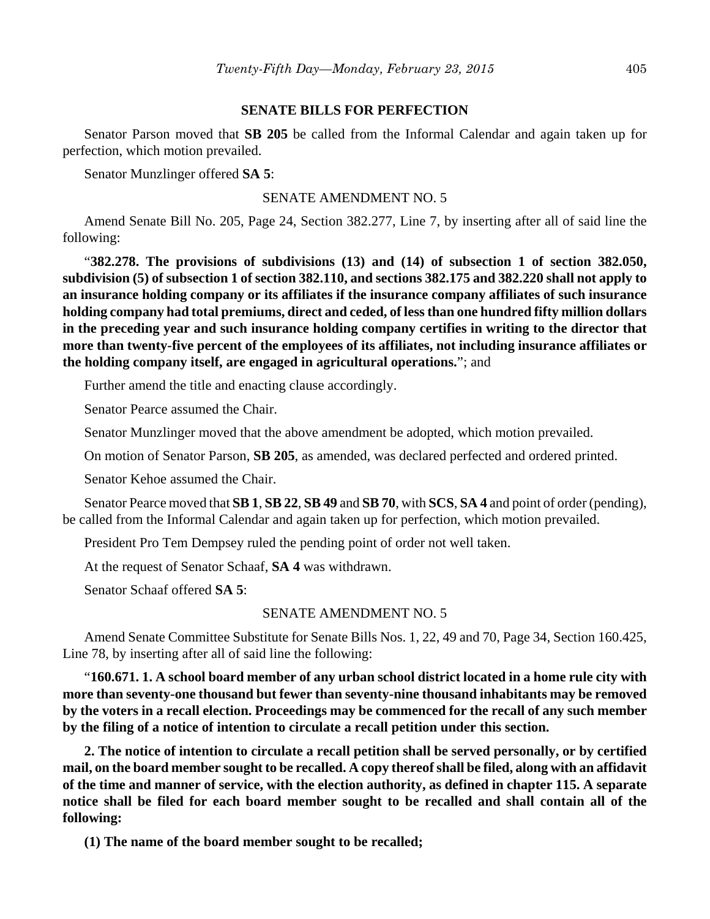## SENATE BILLS FOR PERFECTION

Senator Parson moved that **SB 205** be called from the Informal Calendar and again taken up for perfection, which motion prevailed.

Senator Munzlinger offered **SA 5**:

SENATE AMENDMENT NO. 5

Amend Senate Bill No. 205, Page 24, Section 382.277, Line 7, by inserting after all of said line the following:

"**382.278. The provisions of subdivisions (13) and (14) of subsection 1 of section 382.050, subdivision (5) of subsection 1 of section 382.110, and sections 382.175 and 382.220 shall not apply to an insurance holding company or its affiliates if the insurance company affiliates of such insurance holding company had total premiums, direct and ceded, of less than one hundred fifty million dollars in the preceding year and such insurance holding company certifies in writing to the director that more than twenty-five percent of the employees of its affiliates, not including insurance affiliates or the holding company itself, are engaged in agricultural operations.**"; and

Further amend the title and enacting clause accordingly.

Senator Pearce assumed the Chair.

Senator Munzlinger moved that the above amendment be adopted, which motion prevailed.

On motion of Senator Parson, **SB 205**, as amended, was declared perfected and ordered printed.

Senator Kehoe assumed the Chair.

Senator Pearce moved that **SB 1**, **SB 22**, **SB 49** and **SB 70**, with **SCS**, **SA 4** and point of order (pending), be called from the Informal Calendar and again taken up for perfection, which motion prevailed.

President Pro Tem Dempsey ruled the pending point of order not well taken.

At the request of Senator Schaaf, **SA 4** was withdrawn.

Senator Schaaf offered **SA 5**:

SENATE AMENDMENT NO. 5

Amend Senate Committee Substitute for Senate Bills Nos. 1, 22, 49 and 70, Page 34, Section 160.425, Line 78, by inserting after all of said line the following:

"**160.671. 1. A school board member of any urban school district located in a home rule city with more than seventy-one thousand but fewer than seventy-nine thousand inhabitants may be removed by the voters in a recall election. Proceedings may be commenced for the recall of any such member by the filing of a notice of intention to circulate a recall petition under this section.**

**2. The notice of intention to circulate a recall petition shall be served personally, or by certified mail, on the board member sought to be recalled. A copy thereof shall be filed, along with an affidavit of the time and manner of service, with the election authority, as defined in chapter 115. A separate notice shall be filed for each board member sought to be recalled and shall contain all of the following:**

**(1) The name of the board member sought to be recalled;**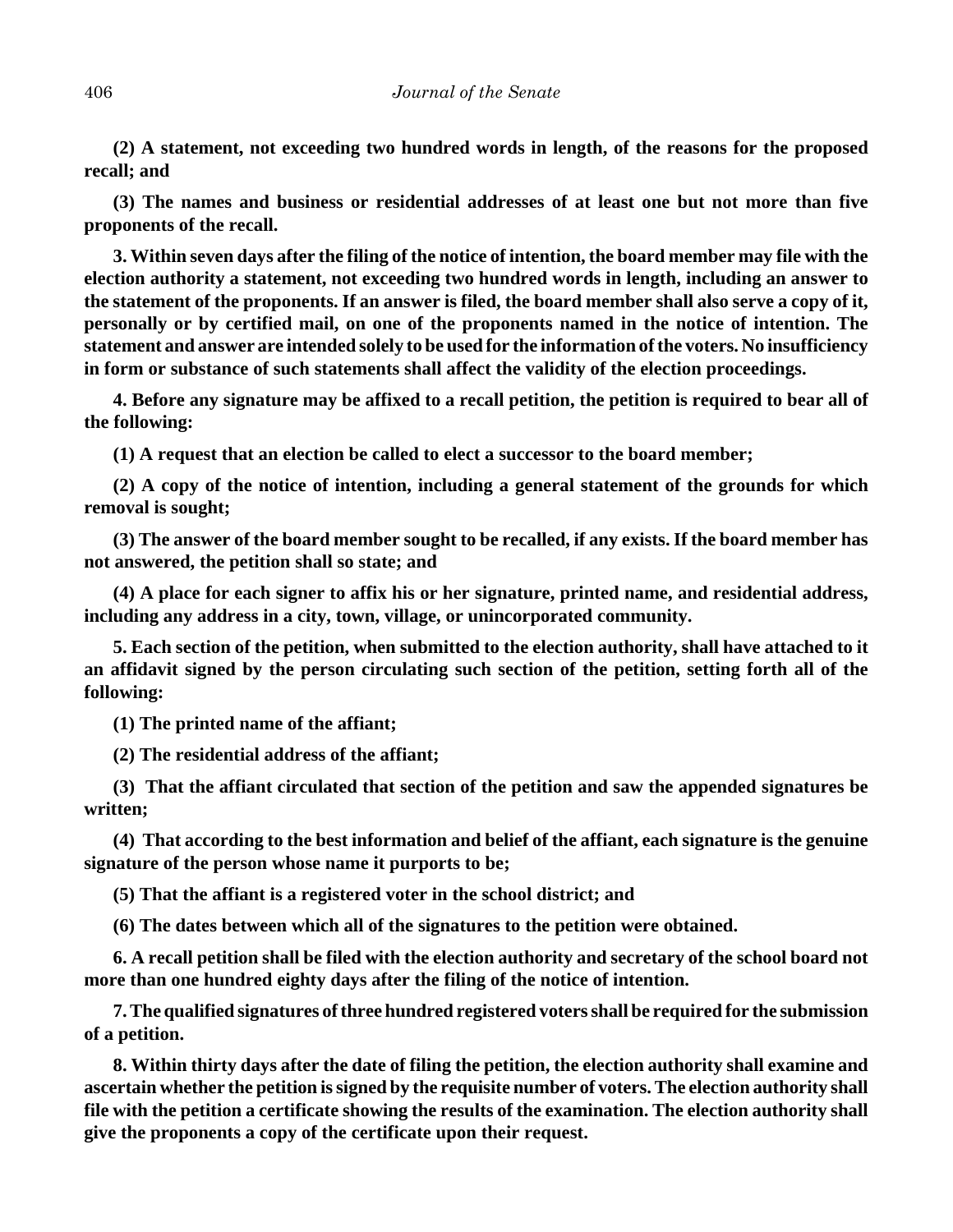**(2) A statement, not exceeding two hundred words in length, of the reasons for the proposed recall; and**

**(3) The names and business or residential addresses of at least one but not more than five proponents of the recall.**

**3. Within seven days after the filing of the notice of intention, the board member may file with the election authority a statement, not exceeding two hundred words in length, including an answer to the statement of the proponents. If an answer is filed, the board member shall also serve a copy of it, personally or by certified mail, on one of the proponents named in the notice of intention. The statement and answer are intended solely to be used for the information of the voters. No insufficiency in form or substance of such statements shall affect the validity of the election proceedings.**

**4. Before any signature may be affixed to a recall petition, the petition is required to bear all of the following:**

**(1) A request that an election be called to elect a successor to the board member;**

**(2) A copy of the notice of intention, including a general statement of the grounds for which removal is sought;**

**(3) The answer of the board member sought to be recalled, if any exists. If the board member has not answered, the petition shall so state; and**

**(4) A place for each signer to affix his or her signature, printed name, and residential address, including any address in a city, town, village, or unincorporated community.**

**5. Each section of the petition, when submitted to the election authority, shall have attached to it an affidavit signed by the person circulating such section of the petition, setting forth all of the following:**

**(1) The printed name of the affiant;**

**(2) The residential address of the affiant;**

**(3) That the affiant circulated that section of the petition and saw the appended signatures be written;**

**(4) That according to the best information and belief of the affiant, each signature is the genuine signature of the person whose name it purports to be;**

**(5) That the affiant is a registered voter in the school district; and**

**(6) The dates between which all of the signatures to the petition were obtained.**

**6. A recall petition shall be filed with the election authority and secretary of the school board not more than one hundred eighty days after the filing of the notice of intention.**

**7. The qualified signatures of three hundred registered voters shall be required for the submission of a petition.**

**8. Within thirty days after the date of filing the petition, the election authority shall examine and ascertain whether the petition is signed by the requisite number of voters. The election authority shall file with the petition a certificate showing the results of the examination. The election authority shall give the proponents a copy of the certificate upon their request.**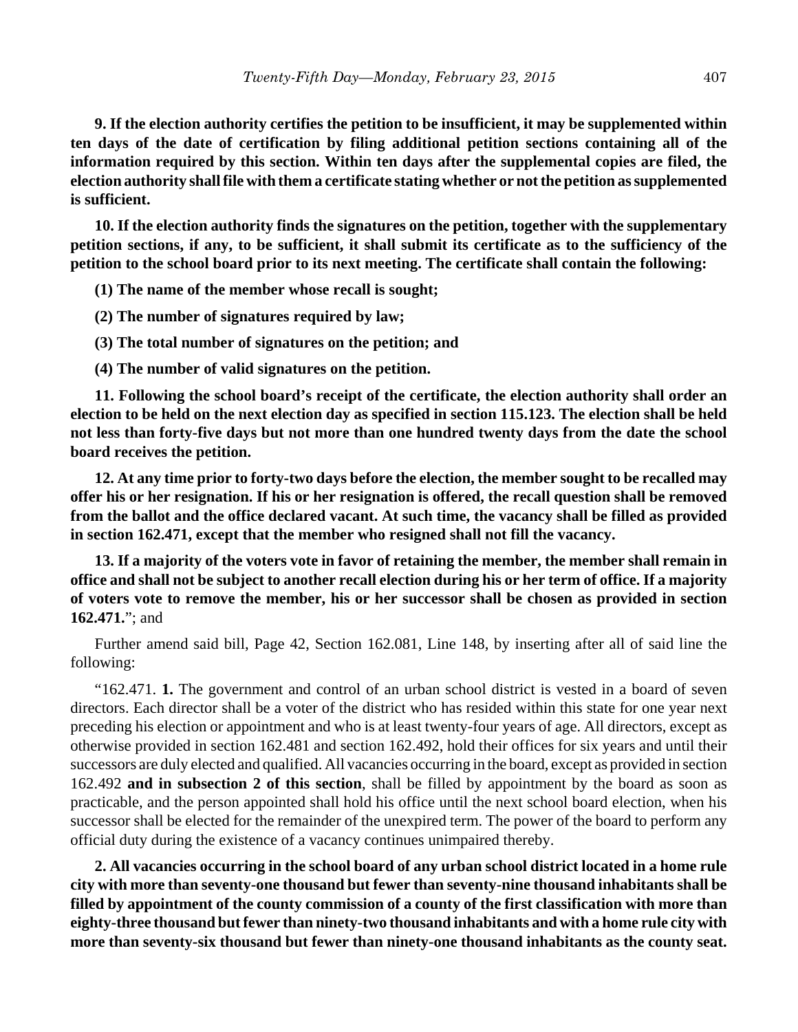**9. If the election authority certifies the petition to be insufficient, it may be supplemented within ten days of the date of certification by filing additional petition sections containing all of the information required by this section. Within ten days after the supplemental copies are filed, the election authority shall file with them a certificate stating whether or not the petition as supplemented is sufficient.**

**10. If the election authority finds the signatures on the petition, together with the supplementary petition sections, if any, to be sufficient, it shall submit its certificate as to the sufficiency of the petition to the school board prior to its next meeting. The certificate shall contain the following:**

**(1) The name of the member whose recall is sought;**

**(2) The number of signatures required by law;**

**(3) The total number of signatures on the petition; and**

**(4) The number of valid signatures on the petition.**

**11. Following the school board's receipt of the certificate, the election authority shall order an election to be held on the next election day as specified in section 115.123. The election shall be held not less than forty-five days but not more than one hundred twenty days from the date the school board receives the petition.**

**12. At any time prior to forty-two days before the election, the member sought to be recalled may offer his or her resignation. If his or her resignation is offered, the recall question shall be removed from the ballot and the office declared vacant. At such time, the vacancy shall be filled as provided in section 162.471, except that the member who resigned shall not fill the vacancy.**

**13. If a majority of the voters vote in favor of retaining the member, the member shall remain in office and shall not be subject to another recall election during his or her term of office. If a majority of voters vote to remove the member, his or her successor shall be chosen as provided in section 162.471.**"; and

Further amend said bill, Page 42, Section 162.081, Line 148, by inserting after all of said line the following:

"162.471. **1.** The government and control of an urban school district is vested in a board of seven directors. Each director shall be a voter of the district who has resided within this state for one year next preceding his election or appointment and who is at least twenty-four years of age. All directors, except as otherwise provided in section 162.481 and section 162.492, hold their offices for six years and until their successors are duly elected and qualified. All vacancies occurring in the board, except as provided in section 162.492 **and in subsection 2 of this section**, shall be filled by appointment by the board as soon as practicable, and the person appointed shall hold his office until the next school board election, when his successor shall be elected for the remainder of the unexpired term. The power of the board to perform any official duty during the existence of a vacancy continues unimpaired thereby.

**2. All vacancies occurring in the school board of any urban school district located in a home rule city with more than seventy-one thousand but fewer than seventy-nine thousand inhabitants shall be filled by appointment of the county commission of a county of the first classification with more than eighty-three thousand but fewer than ninety-two thousand inhabitants and with a home rule city with more than seventy-six thousand but fewer than ninety-one thousand inhabitants as the county seat.**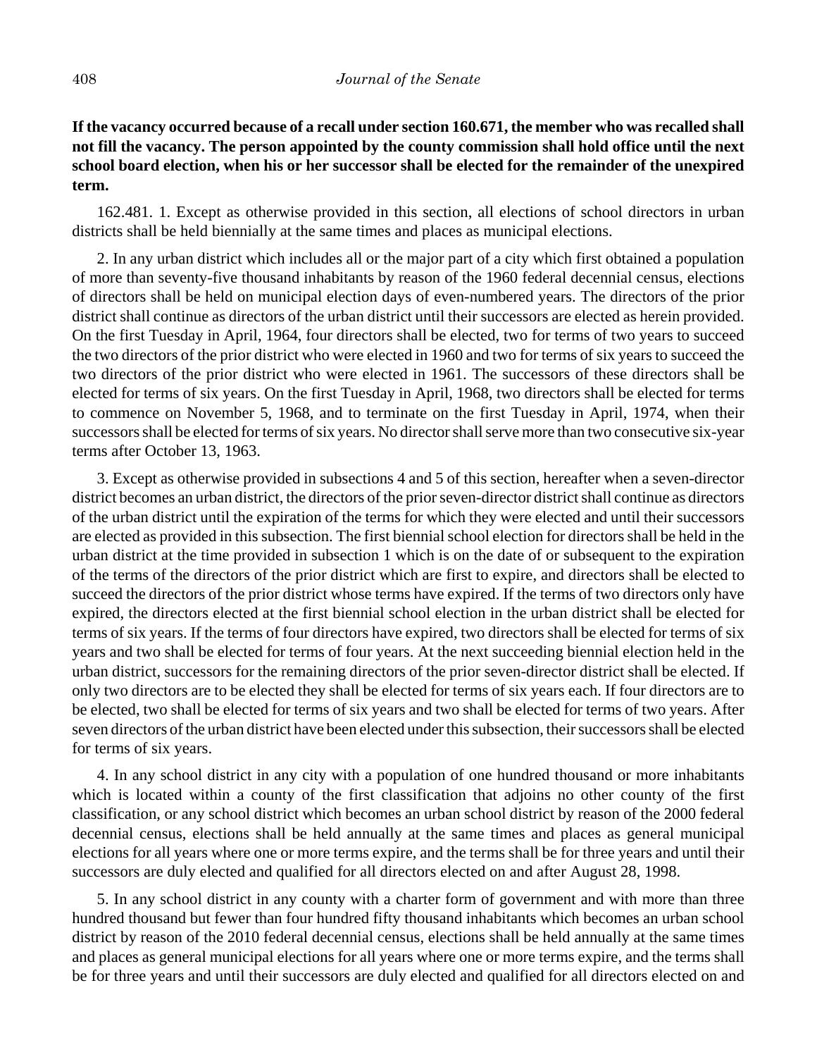**If the vacancy occurred because of a recall under section 160.671, the member who was recalled shall not fill the vacancy. The person appointed by the county commission shall hold office until the next school board election, when his or her successor shall be elected for the remainder of the unexpired term.**

162.481. 1. Except as otherwise provided in this section, all elections of school directors in urban districts shall be held biennially at the same times and places as municipal elections.

2. In any urban district which includes all or the major part of a city which first obtained a population of more than seventy-five thousand inhabitants by reason of the 1960 federal decennial census, elections of directors shall be held on municipal election days of even-numbered years. The directors of the prior district shall continue as directors of the urban district until their successors are elected as herein provided. On the first Tuesday in April, 1964, four directors shall be elected, two for terms of two years to succeed the two directors of the prior district who were elected in 1960 and two for terms of six years to succeed the two directors of the prior district who were elected in 1961. The successors of these directors shall be elected for terms of six years. On the first Tuesday in April, 1968, two directors shall be elected for terms to commence on November 5, 1968, and to terminate on the first Tuesday in April, 1974, when their successors shall be elected for terms of six years. No director shall serve more than two consecutive six-year terms after October 13, 1963.

3. Except as otherwise provided in subsections 4 and 5 of this section, hereafter when a seven-director district becomes an urban district, the directors of the prior seven-director district shall continue as directors of the urban district until the expiration of the terms for which they were elected and until their successors are elected as provided in this subsection. The first biennial school election for directors shall be held in the urban district at the time provided in subsection 1 which is on the date of or subsequent to the expiration of the terms of the directors of the prior district which are first to expire, and directors shall be elected to succeed the directors of the prior district whose terms have expired. If the terms of two directors only have expired, the directors elected at the first biennial school election in the urban district shall be elected for terms of six years. If the terms of four directors have expired, two directors shall be elected for terms of six years and two shall be elected for terms of four years. At the next succeeding biennial election held in the urban district, successors for the remaining directors of the prior seven-director district shall be elected. If only two directors are to be elected they shall be elected for terms of six years each. If four directors are to be elected, two shall be elected for terms of six years and two shall be elected for terms of two years. After seven directors of the urban district have been elected under this subsection, their successors shall be elected for terms of six years.

4. In any school district in any city with a population of one hundred thousand or more inhabitants which is located within a county of the first classification that adjoins no other county of the first classification, or any school district which becomes an urban school district by reason of the 2000 federal decennial census, elections shall be held annually at the same times and places as general municipal elections for all years where one or more terms expire, and the terms shall be for three years and until their successors are duly elected and qualified for all directors elected on and after August 28, 1998.

5. In any school district in any county with a charter form of government and with more than three hundred thousand but fewer than four hundred fifty thousand inhabitants which becomes an urban school district by reason of the 2010 federal decennial census, elections shall be held annually at the same times and places as general municipal elections for all years where one or more terms expire, and the terms shall be for three years and until their successors are duly elected and qualified for all directors elected on and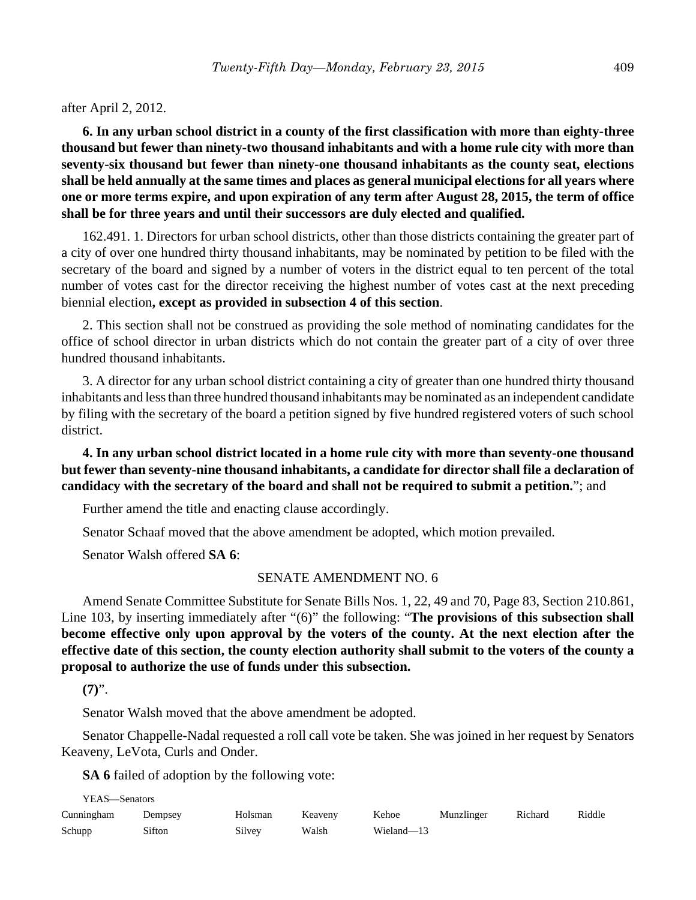after April 2, 2012.

**6. In any urban school district in a county of the first classification with more than eighty-three thousand but fewer than ninety-two thousand inhabitants and with a home rule city with more than seventy-six thousand but fewer than ninety-one thousand inhabitants as the county seat, elections shall be held annually at the same times and places as general municipal elections for all years where one or more terms expire, and upon expiration of any term after August 28, 2015, the term of office shall be for three years and until their successors are duly elected and qualified.**

162.491. 1. Directors for urban school districts, other than those districts containing the greater part of a city of over one hundred thirty thousand inhabitants, may be nominated by petition to be filed with the secretary of the board and signed by a number of voters in the district equal to ten percent of the total number of votes cast for the director receiving the highest number of votes cast at the next preceding biennial election**, except as provided in subsection 4 of this section**.

2. This section shall not be construed as providing the sole method of nominating candidates for the office of school director in urban districts which do not contain the greater part of a city of over three hundred thousand inhabitants.

3. A director for any urban school district containing a city of greater than one hundred thirty thousand inhabitants and less than three hundred thousand inhabitants may be nominated as an independent candidate by filing with the secretary of the board a petition signed by five hundred registered voters of such school district.

**4. In any urban school district located in a home rule city with more than seventy-one thousand but fewer than seventy-nine thousand inhabitants, a candidate for director shall file a declaration of candidacy with the secretary of the board and shall not be required to submit a petition.**"; and

Further amend the title and enacting clause accordingly.

Senator Schaaf moved that the above amendment be adopted, which motion prevailed.

Senator Walsh offered **SA 6**:

SENATE AMENDMENT NO. 6

Amend Senate Committee Substitute for Senate Bills Nos. 1, 22, 49 and 70, Page 83, Section 210.861, Line 103, by inserting immediately after "(6)" the following: "**The provisions of this subsection shall become effective only upon approval by the voters of the county. At the next election after the effective date of this section, the county election authority shall submit to the voters of the county a proposal to authorize the use of funds under this subsection.**

**(7)**".

Senator Walsh moved that the above amendment be adopted.

Senator Chappelle-Nadal requested a roll call vote be taken. She was joined in her request by Senators Keaveny, LeVota, Curls and Onder.

**SA 6** failed of adoption by the following vote:

YEAS—Senators

| | | | | | | | |
|---|---|---|---|---|---|---|---|
| Cunningham | Dempsey | Holsman | Keaveny | Kehoe | Munzlinger | Richard | Riddle |
| Schupp | Sifton | Silvey | Walsh | Wieland—13 | | | |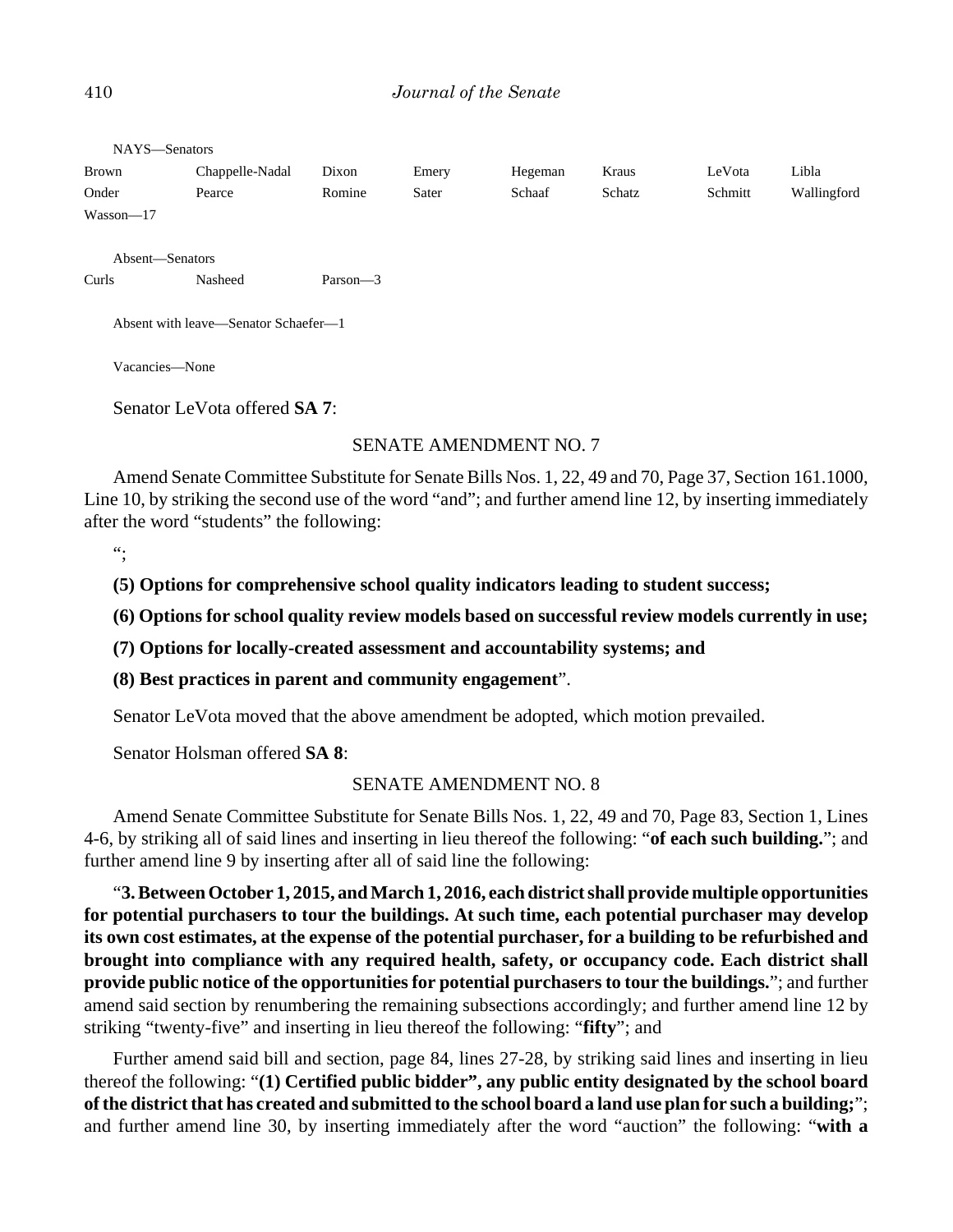NAYS—Senators

| | | | | | | | |
|---|---|---|---|---|---|---|---|
| Brown | Chappelle-Nadal | Dixon | Emery | Hegeman | Kraus | LeVota | Libla |
| Onder | Pearce | Romine | Sater | Schaaf | Schatz | Schmitt | Wallingford |
| Wasson—17 | | | | | | | |

Absent—Senators

| | | |
|---|---|---|
| Curls | Nasheed | Parson—3 |

Absent with leave—Senator Schaefer—1

Vacancies—None

Senator LeVota offered **SA 7**:

SENATE AMENDMENT NO. 7

Amend Senate Committee Substitute for Senate Bills Nos. 1, 22, 49 and 70, Page 37, Section 161.1000, Line 10, by striking the second use of the word "and"; and further amend line 12, by inserting immediately after the word "students" the following:

";

**(5) Options for comprehensive school quality indicators leading to student success;**

**(6) Options for school quality review models based on successful review models currently in use;**

**(7) Options for locally-created assessment and accountability systems; and**

**(8) Best practices in parent and community engagement**".

Senator LeVota moved that the above amendment be adopted, which motion prevailed.

Senator Holsman offered **SA 8**:

SENATE AMENDMENT NO. 8

Amend Senate Committee Substitute for Senate Bills Nos. 1, 22, 49 and 70, Page 83, Section 1, Lines 4-6, by striking all of said lines and inserting in lieu thereof the following: "**of each such building.**"; and further amend line 9 by inserting after all of said line the following:

"**3. Between October 1, 2015, and March 1, 2016, each district shall provide multiple opportunities for potential purchasers to tour the buildings. At such time, each potential purchaser may develop its own cost estimates, at the expense of the potential purchaser, for a building to be refurbished and brought into compliance with any required health, safety, or occupancy code. Each district shall provide public notice of the opportunities for potential purchasers to tour the buildings.**"; and further amend said section by renumbering the remaining subsections accordingly; and further amend line 12 by striking "twenty-five" and inserting in lieu thereof the following: "**fifty**"; and

Further amend said bill and section, page 84, lines 27-28, by striking said lines and inserting in lieu thereof the following: "**(1) Certified public bidder", any public entity designated by the school board of the district that has created and submitted to the school board a land use plan for such a building;**"; and further amend line 30, by inserting immediately after the word "auction" the following: "**with a**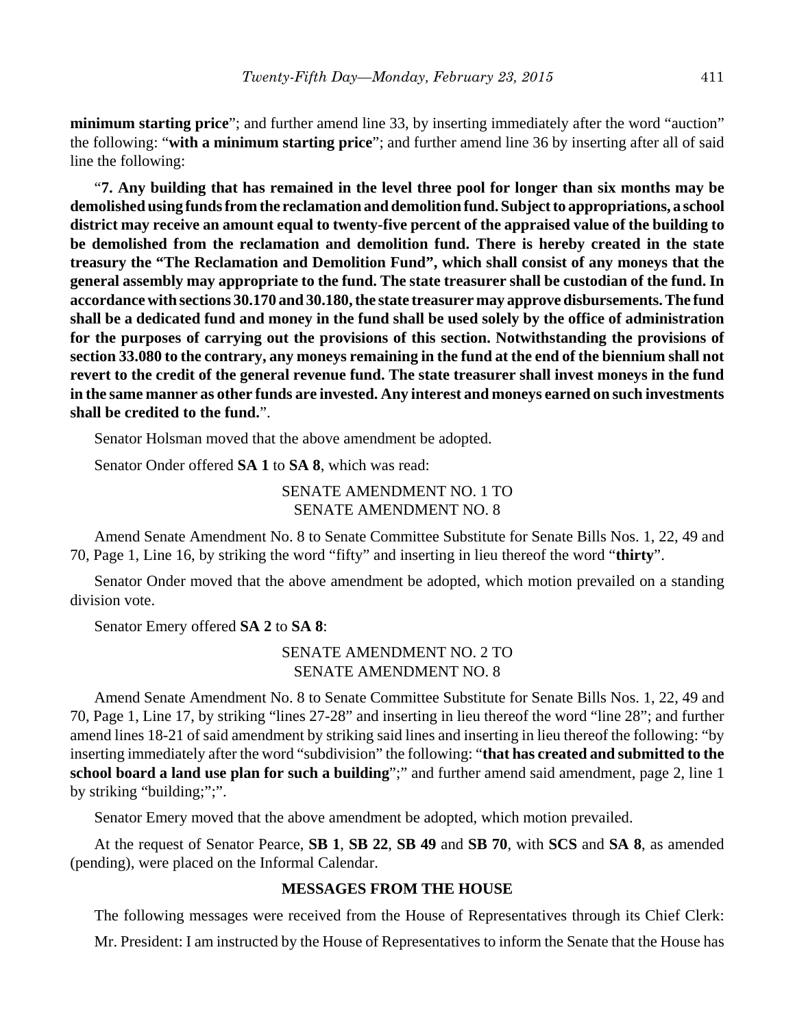**minimum starting price**"; and further amend line 33, by inserting immediately after the word "auction" the following: "**with a minimum starting price**"; and further amend line 36 by inserting after all of said line the following:

"**7. Any building that has remained in the level three pool for longer than six months may be demolished using funds from the reclamation and demolition fund. Subject to appropriations, a school district may receive an amount equal to twenty-five percent of the appraised value of the building to be demolished from the reclamation and demolition fund. There is hereby created in the state treasury the "The Reclamation and Demolition Fund", which shall consist of any moneys that the general assembly may appropriate to the fund. The state treasurer shall be custodian of the fund. In accordance with sections 30.170 and 30.180, the state treasurer may approve disbursements. The fund shall be a dedicated fund and money in the fund shall be used solely by the office of administration for the purposes of carrying out the provisions of this section. Notwithstanding the provisions of section 33.080 to the contrary, any moneys remaining in the fund at the end of the biennium shall not revert to the credit of the general revenue fund. The state treasurer shall invest moneys in the fund in the same manner as other funds are invested. Any interest and moneys earned on such investments shall be credited to the fund.**".

Senator Holsman moved that the above amendment be adopted.

Senator Onder offered **SA 1** to **SA 8**, which was read:

SENATE AMENDMENT NO. 1 TO
SENATE AMENDMENT NO. 8

Amend Senate Amendment No. 8 to Senate Committee Substitute for Senate Bills Nos. 1, 22, 49 and 70, Page 1, Line 16, by striking the word "fifty" and inserting in lieu thereof the word "**thirty**".

Senator Onder moved that the above amendment be adopted, which motion prevailed on a standing division vote.

Senator Emery offered **SA 2** to **SA 8**:

SENATE AMENDMENT NO. 2 TO
SENATE AMENDMENT NO. 8

Amend Senate Amendment No. 8 to Senate Committee Substitute for Senate Bills Nos. 1, 22, 49 and 70, Page 1, Line 17, by striking "lines 27-28" and inserting in lieu thereof the word "line 28"; and further amend lines 18-21 of said amendment by striking said lines and inserting in lieu thereof the following: "by inserting immediately after the word "subdivision" the following: "**that has created and submitted to the school board a land use plan for such a building**";" and further amend said amendment, page 2, line 1 by striking "building;";".

Senator Emery moved that the above amendment be adopted, which motion prevailed.

At the request of Senator Pearce, **SB 1**, **SB 22**, **SB 49** and **SB 70**, with **SCS** and **SA 8**, as amended (pending), were placed on the Informal Calendar.

**MESSAGES FROM THE HOUSE**

The following messages were received from the House of Representatives through its Chief Clerk:

Mr. President: I am instructed by the House of Representatives to inform the Senate that the House has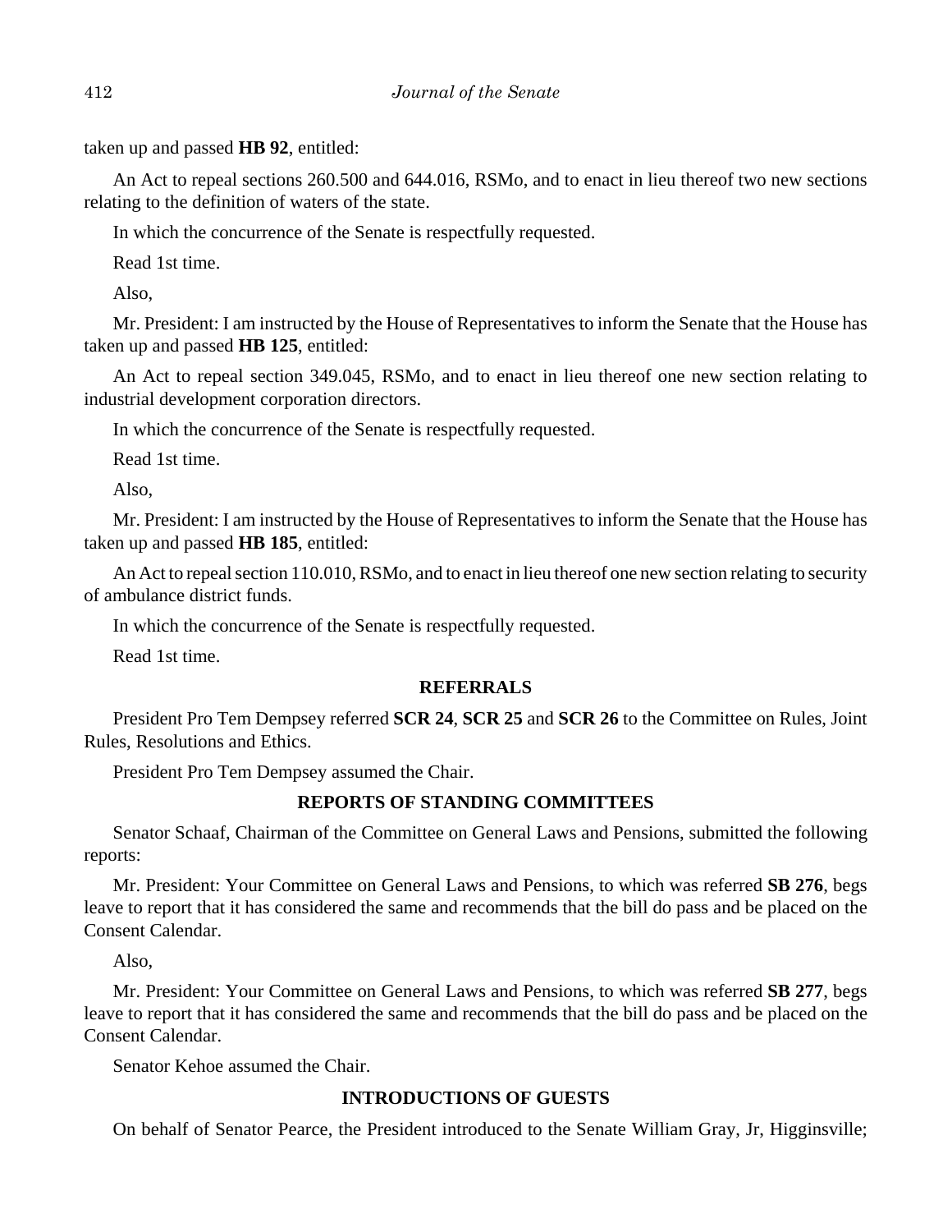taken up and passed **HB 92**, entitled:

An Act to repeal sections 260.500 and 644.016, RSMo, and to enact in lieu thereof two new sections relating to the definition of waters of the state.

In which the concurrence of the Senate is respectfully requested.

Read 1st time.

Also,

Mr. President: I am instructed by the House of Representatives to inform the Senate that the House has taken up and passed **HB 125**, entitled:

An Act to repeal section 349.045, RSMo, and to enact in lieu thereof one new section relating to industrial development corporation directors.

In which the concurrence of the Senate is respectfully requested.

Read 1st time.

Also,

Mr. President: I am instructed by the House of Representatives to inform the Senate that the House has taken up and passed **HB 185**, entitled:

An Act to repeal section 110.010, RSMo, and to enact in lieu thereof one new section relating to security of ambulance district funds.

In which the concurrence of the Senate is respectfully requested.

Read 1st time.

## REFERRALS

President Pro Tem Dempsey referred **SCR 24**, **SCR 25** and **SCR 26** to the Committee on Rules, Joint Rules, Resolutions and Ethics.

President Pro Tem Dempsey assumed the Chair.

## REPORTS OF STANDING COMMITTEES

Senator Schaaf, Chairman of the Committee on General Laws and Pensions, submitted the following reports:

Mr. President: Your Committee on General Laws and Pensions, to which was referred **SB 276**, begs leave to report that it has considered the same and recommends that the bill do pass and be placed on the Consent Calendar.

Also,

Mr. President: Your Committee on General Laws and Pensions, to which was referred **SB 277**, begs leave to report that it has considered the same and recommends that the bill do pass and be placed on the Consent Calendar.

Senator Kehoe assumed the Chair.

## INTRODUCTIONS OF GUESTS

On behalf of Senator Pearce, the President introduced to the Senate William Gray, Jr, Higginsville;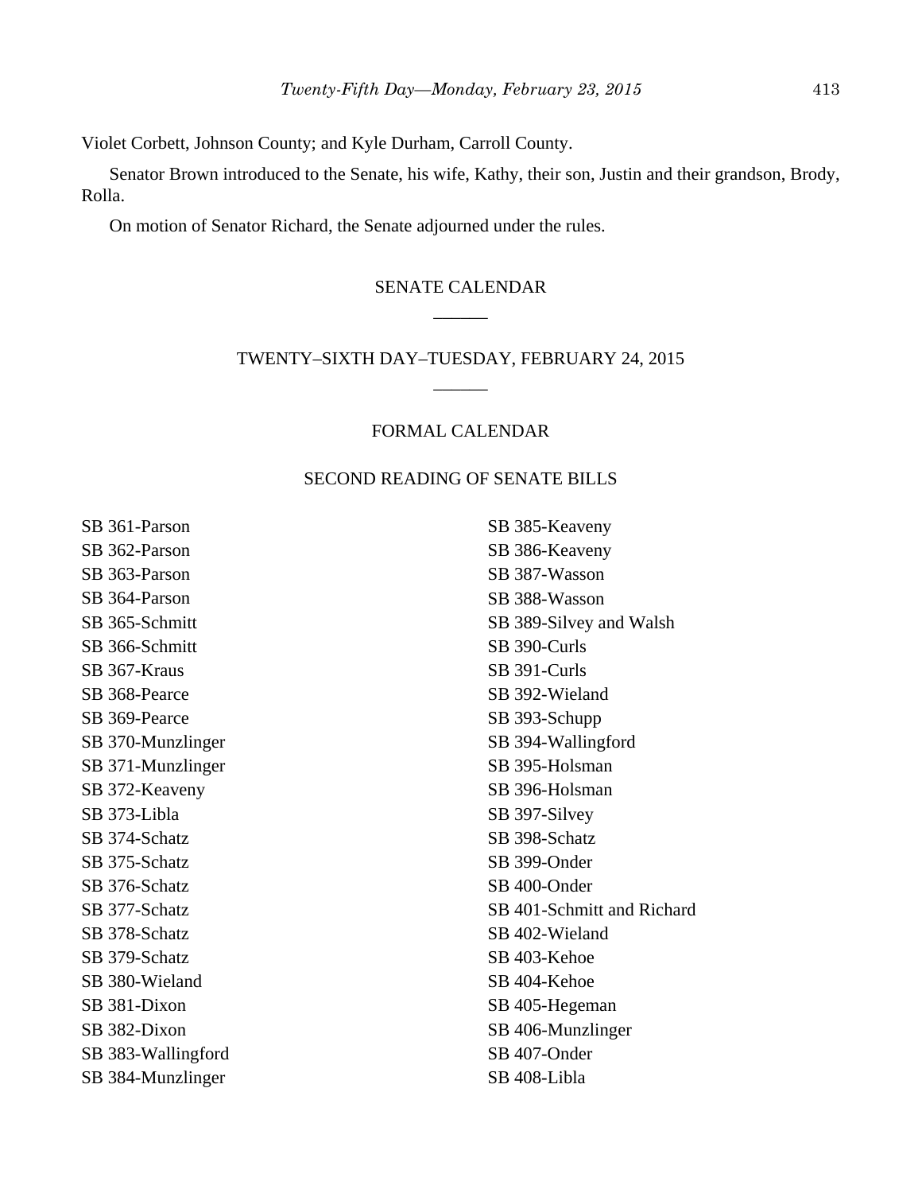Violet Corbett, Johnson County; and Kyle Durham, Carroll County.

Senator Brown introduced to the Senate, his wife, Kathy, their son, Justin and their grandson, Brody, Rolla.

On motion of Senator Richard, the Senate adjourned under the rules.

## SENATE CALENDAR

______

## TWENTY–SIXTH DAY–TUESDAY, FEBRUARY 24, 2015

______

### FORMAL CALENDAR

### SECOND READING OF SENATE BILLS

SB 361-Parson
SB 362-Parson
SB 363-Parson
SB 364-Parson
SB 365-Schmitt
SB 366-Schmitt
SB 367-Kraus
SB 368-Pearce
SB 369-Pearce
SB 370-Munzlinger
SB 371-Munzlinger
SB 372-Keaveny
SB 373-Libla
SB 374-Schatz
SB 375-Schatz
SB 376-Schatz
SB 377-Schatz
SB 378-Schatz
SB 379-Schatz
SB 380-Wieland
SB 381-Dixon
SB 382-Dixon
SB 383-Wallingford
SB 384-Munzlinger
SB 385-Keaveny
SB 386-Keaveny
SB 387-Wasson
SB 388-Wasson
SB 389-Silvey and Walsh
SB 390-Curls
SB 391-Curls
SB 392-Wieland
SB 393-Schupp
SB 394-Wallingford
SB 395-Holsman
SB 396-Holsman
SB 397-Silvey
SB 398-Schatz
SB 399-Onder
SB 400-Onder
SB 401-Schmitt and Richard
SB 402-Wieland
SB 403-Kehoe
SB 404-Kehoe
SB 405-Hegeman
SB 406-Munzlinger
SB 407-Onder
SB 408-Libla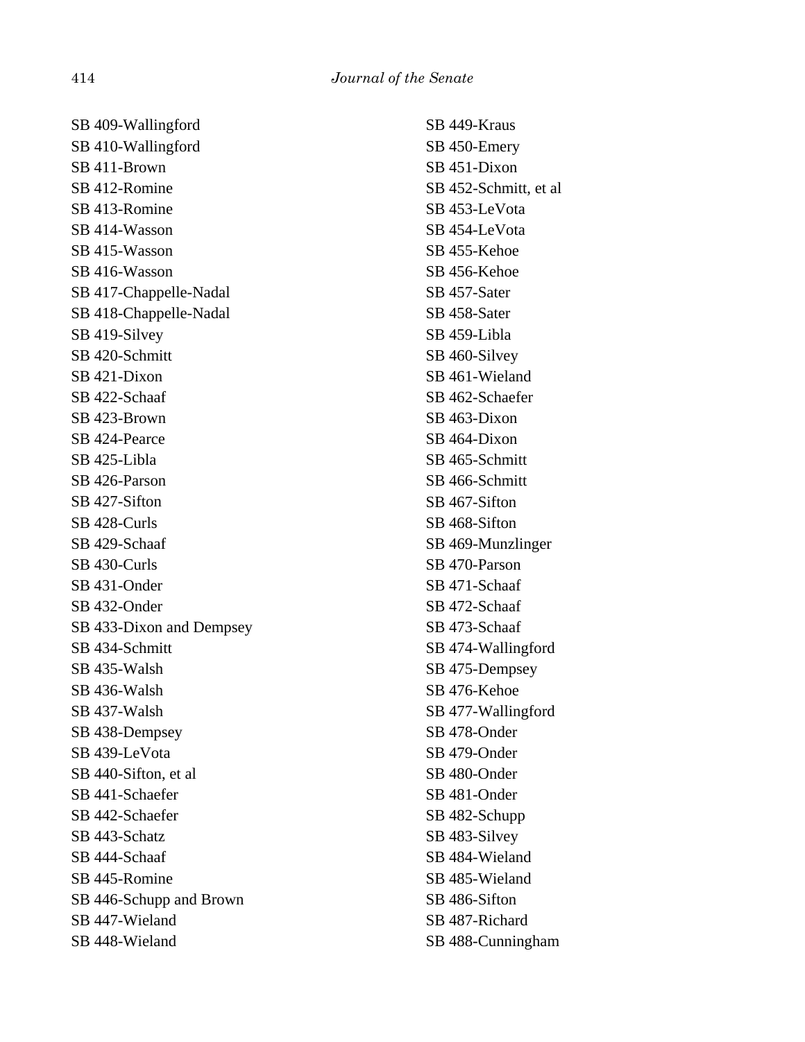SB 409-Wallingford
SB 410-Wallingford
SB 411-Brown
SB 412-Romine
SB 413-Romine
SB 414-Wasson
SB 415-Wasson
SB 416-Wasson
SB 417-Chappelle-Nadal
SB 418-Chappelle-Nadal
SB 419-Silvey
SB 420-Schmitt
SB 421-Dixon
SB 422-Schaaf
SB 423-Brown
SB 424-Pearce
SB 425-Libla
SB 426-Parson
SB 427-Sifton
SB 428-Curls
SB 429-Schaaf
SB 430-Curls
SB 431-Onder
SB 432-Onder
SB 433-Dixon and Dempsey
SB 434-Schmitt
SB 435-Walsh
SB 436-Walsh
SB 437-Walsh
SB 438-Dempsey
SB 439-LeVota
SB 440-Sifton, et al
SB 441-Schaefer
SB 442-Schaefer
SB 443-Schatz
SB 444-Schaaf
SB 445-Romine
SB 446-Schupp and Brown
SB 447-Wieland
SB 448-Wieland
SB 449-Kraus
SB 450-Emery
SB 451-Dixon
SB 452-Schmitt, et al
SB 453-LeVota
SB 454-LeVota
SB 455-Kehoe
SB 456-Kehoe
SB 457-Sater
SB 458-Sater
SB 459-Libla
SB 460-Silvey
SB 461-Wieland
SB 462-Schaefer
SB 463-Dixon
SB 464-Dixon
SB 465-Schmitt
SB 466-Schmitt
SB 467-Sifton
SB 468-Sifton
SB 469-Munzlinger
SB 470-Parson
SB 471-Schaaf
SB 472-Schaaf
SB 473-Schaaf
SB 474-Wallingford
SB 475-Dempsey
SB 476-Kehoe
SB 477-Wallingford
SB 478-Onder
SB 479-Onder
SB 480-Onder
SB 481-Onder
SB 482-Schupp
SB 483-Silvey
SB 484-Wieland
SB 485-Wieland
SB 486-Sifton
SB 487-Richard
SB 488-Cunningham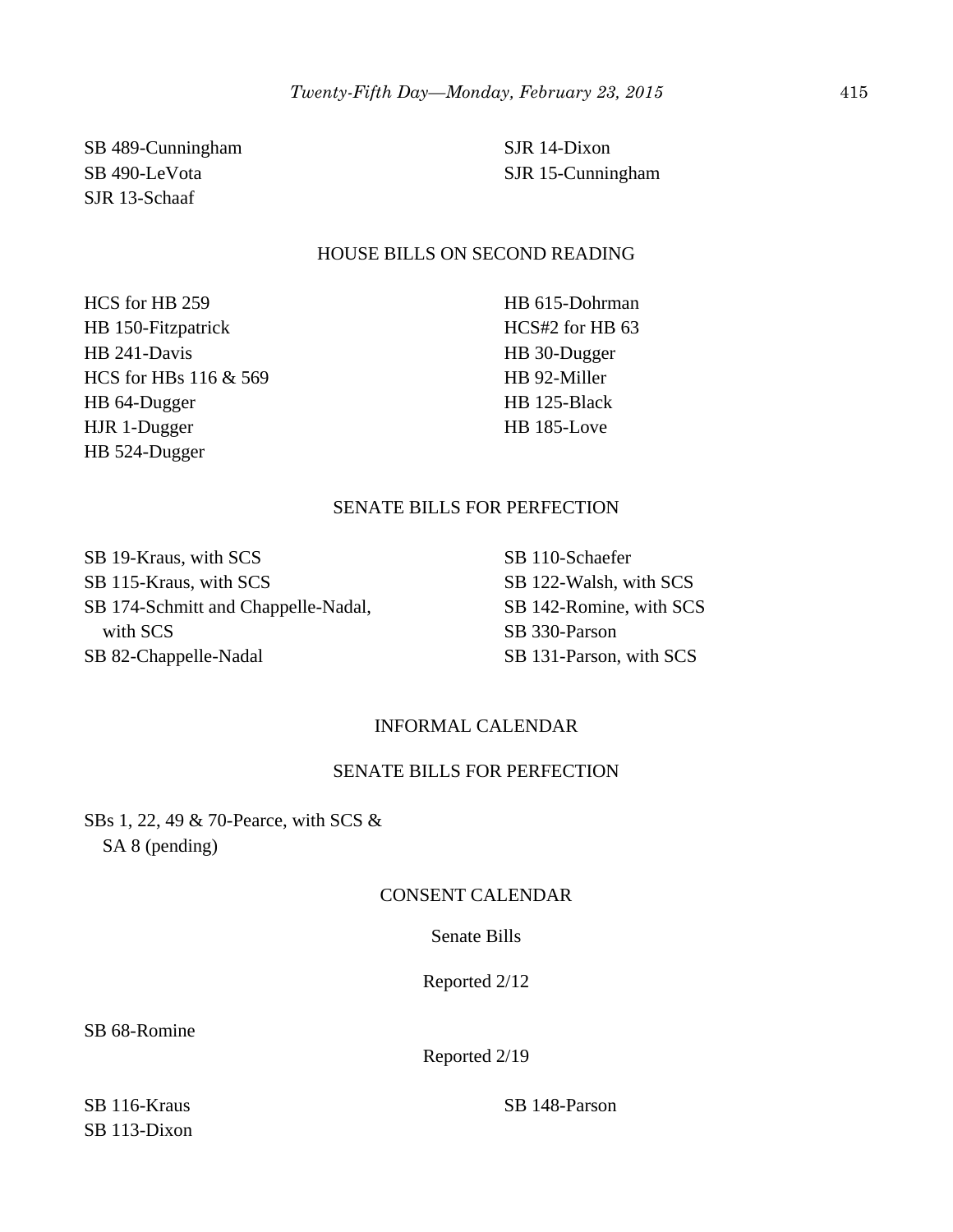SB 489-Cunningham
SB 490-LeVota
SJR 13-Schaaf
SJR 14-Dixon
SJR 15-Cunningham

HOUSE BILLS ON SECOND READING

HCS for HB 259
HB 150-Fitzpatrick
HB 241-Davis
HCS for HBs 116 & 569
HB 64-Dugger
HJR 1-Dugger
HB 524-Dugger
HB 615-Dohrman
HCS#2 for HB 63
HB 30-Dugger
HB 92-Miller
HB 125-Black
HB 185-Love

SENATE BILLS FOR PERFECTION

SB 19-Kraus, with SCS
SB 115-Kraus, with SCS
SB 174-Schmitt and Chappelle-Nadal, with SCS
SB 82-Chappelle-Nadal
SB 110-Schaefer
SB 122-Walsh, with SCS
SB 142-Romine, with SCS
SB 330-Parson
SB 131-Parson, with SCS

INFORMAL CALENDAR

SENATE BILLS FOR PERFECTION

SBs 1, 22, 49 & 70-Pearce, with SCS & SA 8 (pending)

CONSENT CALENDAR

Senate Bills

Reported 2/12

SB 68-Romine

Reported 2/19

SB 116-Kraus
SB 113-Dixon
SB 148-Parson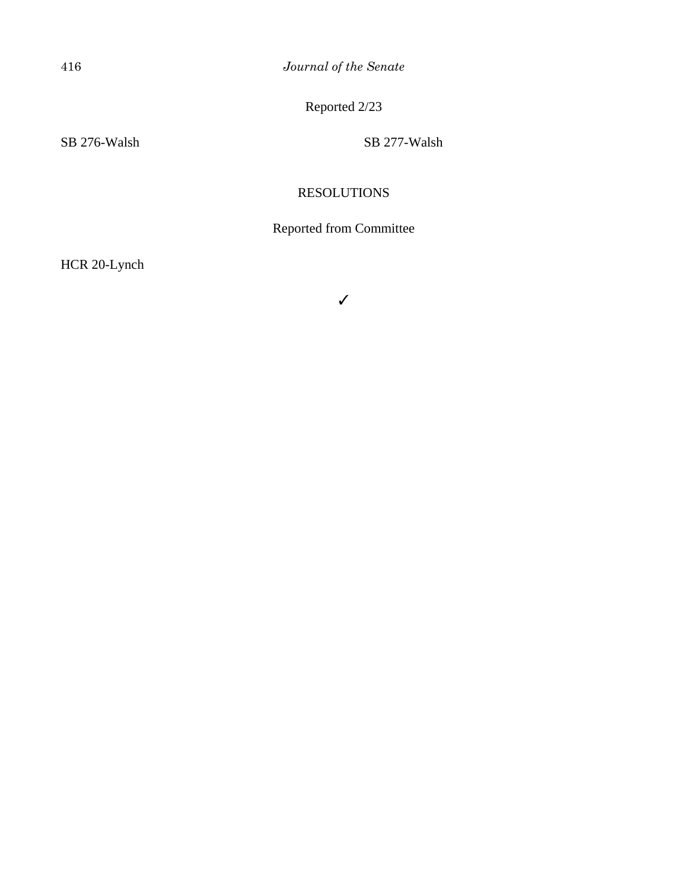Reported 2/23

SB 276-Walsh

SB 277-Walsh

RESOLUTIONS

Reported from Committee

HCR 20-Lynch

✓